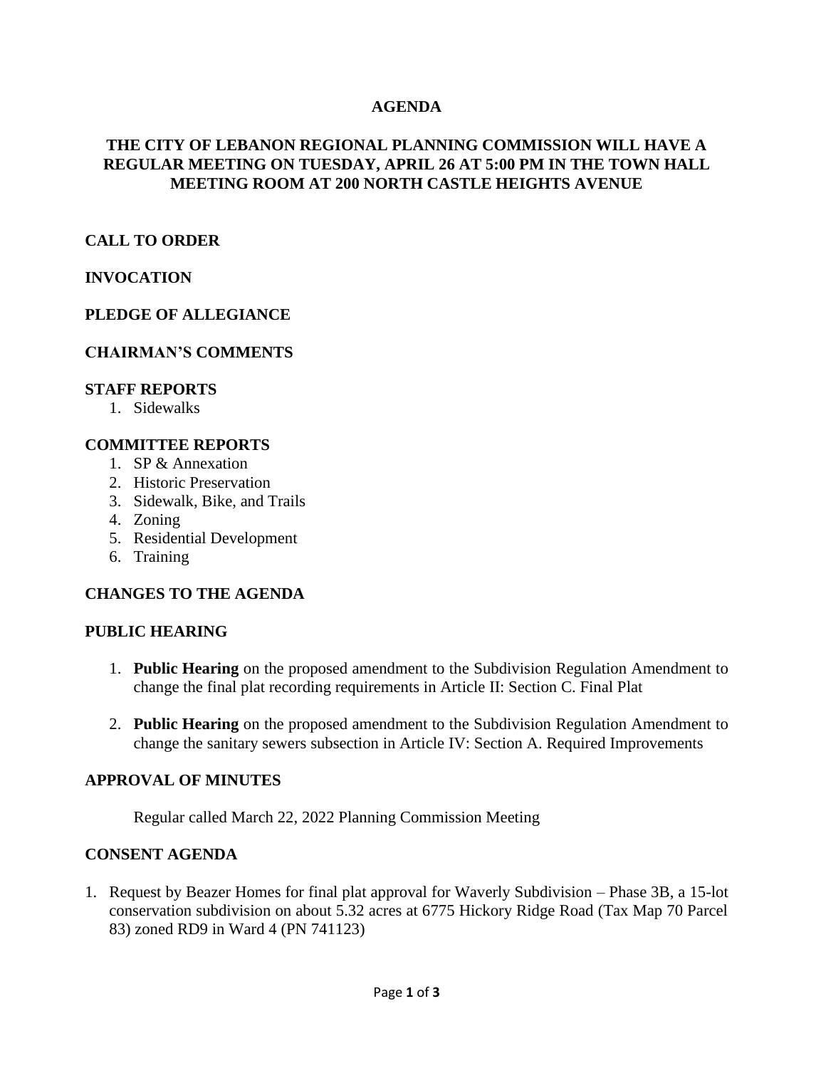# AGENDA

## THE CITY OF LEBANON REGIONAL PLANNING COMMISSION WILL HAVE A REGULAR MEETING ON TUESDAY, APRIL 26 AT 5:00 PM IN THE TOWN HALL MEETING ROOM AT 200 NORTH CASTLE HEIGHTS AVENUE

### CALL TO ORDER

### INVOCATION

### PLEDGE OF ALLEGIANCE

### CHAIRMAN'S COMMENTS

### STAFF REPORTS

1. Sidewalks

### COMMITTEE REPORTS

1. SP & Annexation
2. Historic Preservation
3. Sidewalk, Bike, and Trails
4. Zoning
5. Residential Development
6. Training

### CHANGES TO THE AGENDA

### PUBLIC HEARING

1. **Public Hearing** on the proposed amendment to the Subdivision Regulation Amendment to change the final plat recording requirements in Article II: Section C. Final Plat

2. **Public Hearing** on the proposed amendment to the Subdivision Regulation Amendment to change the sanitary sewers subsection in Article IV: Section A. Required Improvements

### APPROVAL OF MINUTES

Regular called March 22, 2022 Planning Commission Meeting

### CONSENT AGENDA

1. Request by Beazer Homes for final plat approval for Waverly Subdivision – Phase 3B, a 15-lot conservation subdivision on about 5.32 acres at 6775 Hickory Ridge Road (Tax Map 70 Parcel 83) zoned RD9 in Ward 4 (PN 741123)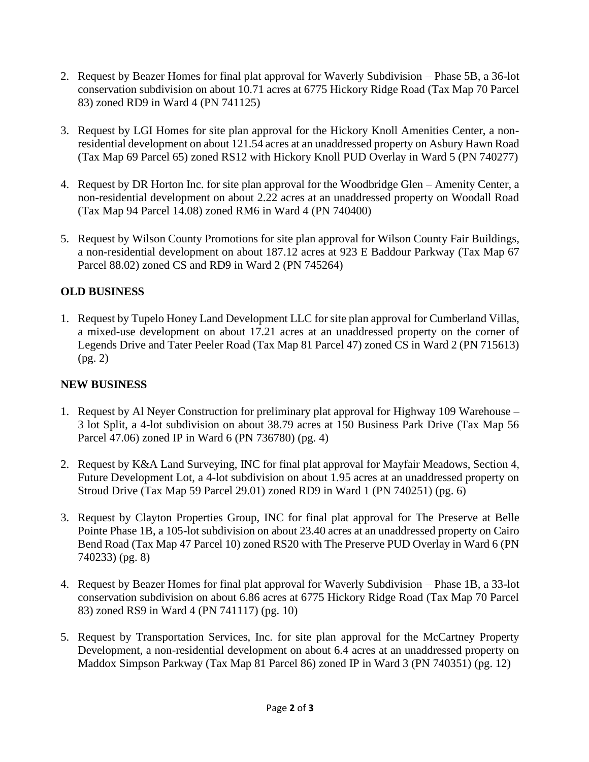2. Request by Beazer Homes for final plat approval for Waverly Subdivision – Phase 5B, a 36-lot conservation subdivision on about 10.71 acres at 6775 Hickory Ridge Road (Tax Map 70 Parcel 83) zoned RD9 in Ward 4 (PN 741125)

3. Request by LGI Homes for site plan approval for the Hickory Knoll Amenities Center, a non-residential development on about 121.54 acres at an unaddressed property on Asbury Hawn Road (Tax Map 69 Parcel 65) zoned RS12 with Hickory Knoll PUD Overlay in Ward 5 (PN 740277)

4. Request by DR Horton Inc. for site plan approval for the Woodbridge Glen – Amenity Center, a non-residential development on about 2.22 acres at an unaddressed property on Woodall Road (Tax Map 94 Parcel 14.08) zoned RM6 in Ward 4 (PN 740400)

5. Request by Wilson County Promotions for site plan approval for Wilson County Fair Buildings, a non-residential development on about 187.12 acres at 923 E Baddour Parkway (Tax Map 67 Parcel 88.02) zoned CS and RD9 in Ward 2 (PN 745264)

## OLD BUSINESS

1. Request by Tupelo Honey Land Development LLC for site plan approval for Cumberland Villas, a mixed-use development on about 17.21 acres at an unaddressed property on the corner of Legends Drive and Tater Peeler Road (Tax Map 81 Parcel 47) zoned CS in Ward 2 (PN 715613) (pg. 2)

## NEW BUSINESS

1. Request by Al Neyer Construction for preliminary plat approval for Highway 109 Warehouse – 3 lot Split, a 4-lot subdivision on about 38.79 acres at 150 Business Park Drive (Tax Map 56 Parcel 47.06) zoned IP in Ward 6 (PN 736780) (pg. 4)

2. Request by K&A Land Surveying, INC for final plat approval for Mayfair Meadows, Section 4, Future Development Lot, a 4-lot subdivision on about 1.95 acres at an unaddressed property on Stroud Drive (Tax Map 59 Parcel 29.01) zoned RD9 in Ward 1 (PN 740251) (pg. 6)

3. Request by Clayton Properties Group, INC for final plat approval for The Preserve at Belle Pointe Phase 1B, a 105-lot subdivision on about 23.40 acres at an unaddressed property on Cairo Bend Road (Tax Map 47 Parcel 10) zoned RS20 with The Preserve PUD Overlay in Ward 6 (PN 740233) (pg. 8)

4. Request by Beazer Homes for final plat approval for Waverly Subdivision – Phase 1B, a 33-lot conservation subdivision on about 6.86 acres at 6775 Hickory Ridge Road (Tax Map 70 Parcel 83) zoned RS9 in Ward 4 (PN 741117) (pg. 10)

5. Request by Transportation Services, Inc. for site plan approval for the McCartney Property Development, a non-residential development on about 6.4 acres at an unaddressed property on Maddox Simpson Parkway (Tax Map 81 Parcel 86) zoned IP in Ward 3 (PN 740351) (pg. 12)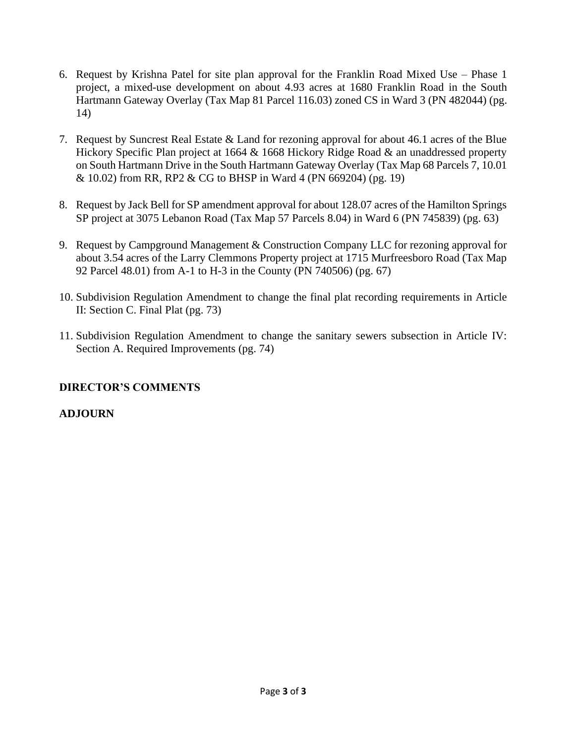6. Request by Krishna Patel for site plan approval for the Franklin Road Mixed Use – Phase 1 project, a mixed-use development on about 4.93 acres at 1680 Franklin Road in the South Hartmann Gateway Overlay (Tax Map 81 Parcel 116.03) zoned CS in Ward 3 (PN 482044) (pg. 14)

7. Request by Suncrest Real Estate & Land for rezoning approval for about 46.1 acres of the Blue Hickory Specific Plan project at 1664 & 1668 Hickory Ridge Road & an unaddressed property on South Hartmann Drive in the South Hartmann Gateway Overlay (Tax Map 68 Parcels 7, 10.01 & 10.02) from RR, RP2 & CG to BHSP in Ward 4 (PN 669204) (pg. 19)

8. Request by Jack Bell for SP amendment approval for about 128.07 acres of the Hamilton Springs SP project at 3075 Lebanon Road (Tax Map 57 Parcels 8.04) in Ward 6 (PN 745839) (pg. 63)

9. Request by Campground Management & Construction Company LLC for rezoning approval for about 3.54 acres of the Larry Clemmons Property project at 1715 Murfreesboro Road (Tax Map 92 Parcel 48.01) from A-1 to H-3 in the County (PN 740506) (pg. 67)

10. Subdivision Regulation Amendment to change the final plat recording requirements in Article II: Section C. Final Plat (pg. 73)

11. Subdivision Regulation Amendment to change the sanitary sewers subsection in Article IV: Section A. Required Improvements (pg. 74)

**DIRECTOR'S COMMENTS**

**ADJOURN**